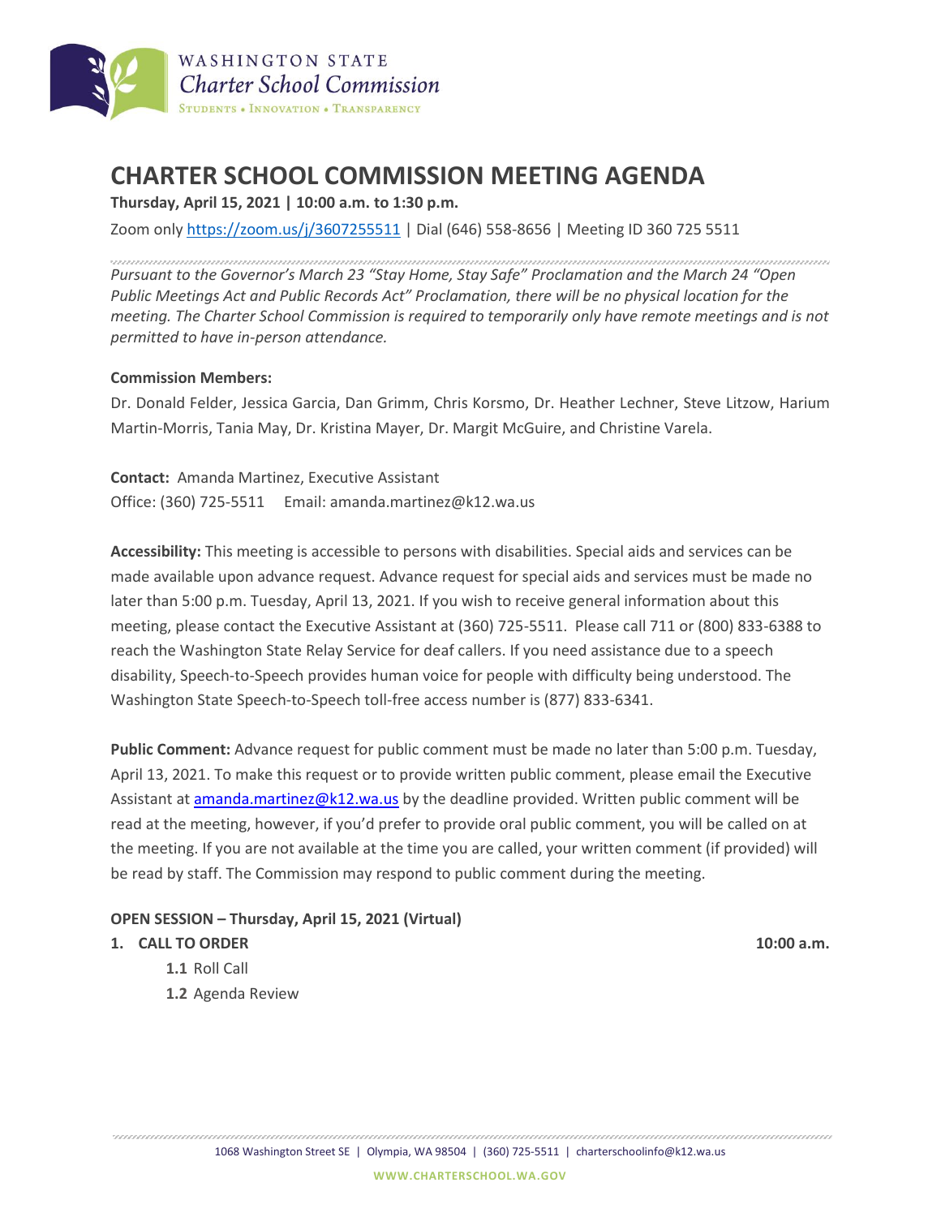WASHINGTON STATE
Charter School Commission
STUDENTS • INNOVATION • TRANSPARENCY

# CHARTER SCHOOL COMMISSION MEETING AGENDA

**Thursday, April 15, 2021 | 10:00 a.m. to 1:30 p.m.**

Zoom only https://zoom.us/j/3607255511 | Dial (646) 558-8656 | Meeting ID 360 725 5511

*Pursuant to the Governor's March 23 "Stay Home, Stay Safe" Proclamation and the March 24 "Open Public Meetings Act and Public Records Act" Proclamation, there will be no physical location for the meeting. The Charter School Commission is required to temporarily only have remote meetings and is not permitted to have in-person attendance.*

**Commission Members:**

Dr. Donald Felder, Jessica Garcia, Dan Grimm, Chris Korsmo, Dr. Heather Lechner, Steve Litzow, Harium Martin-Morris, Tania May, Dr. Kristina Mayer, Dr. Margit McGuire, and Christine Varela.

**Contact:** Amanda Martinez, Executive Assistant
Office: (360) 725-5511 Email: amanda.martinez@k12.wa.us

**Accessibility:** This meeting is accessible to persons with disabilities. Special aids and services can be made available upon advance request. Advance request for special aids and services must be made no later than 5:00 p.m. Tuesday, April 13, 2021. If you wish to receive general information about this meeting, please contact the Executive Assistant at (360) 725-5511. Please call 711 or (800) 833-6388 to reach the Washington State Relay Service for deaf callers. If you need assistance due to a speech disability, Speech-to-Speech provides human voice for people with difficulty being understood. The Washington State Speech-to-Speech toll-free access number is (877) 833-6341.

**Public Comment:** Advance request for public comment must be made no later than 5:00 p.m. Tuesday, April 13, 2021. To make this request or to provide written public comment, please email the Executive Assistant at amanda.martinez@k12.wa.us by the deadline provided. Written public comment will be read at the meeting, however, if you'd prefer to provide oral public comment, you will be called on at the meeting. If you are not available at the time you are called, your written comment (if provided) will be read by staff. The Commission may respond to public comment during the meeting.

**OPEN SESSION – Thursday, April 15, 2021 (Virtual)**

**1. CALL TO ORDER** **10:00 a.m.**

- **1.1** Roll Call
- **1.2** Agenda Review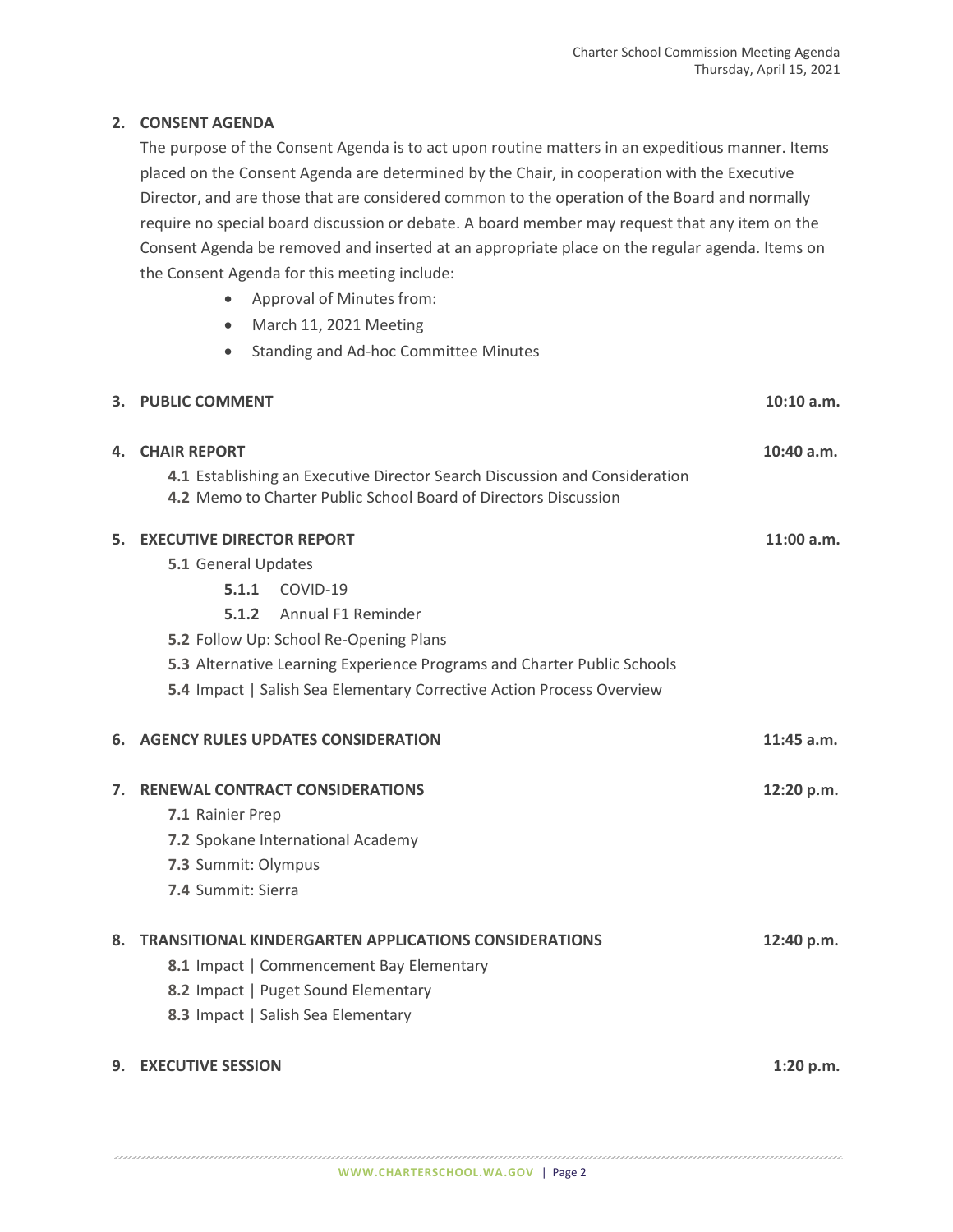## 2. CONSENT AGENDA

The purpose of the Consent Agenda is to act upon routine matters in an expeditious manner. Items placed on the Consent Agenda are determined by the Chair, in cooperation with the Executive Director, and are those that are considered common to the operation of the Board and normally require no special board discussion or debate. A board member may request that any item on the Consent Agenda be removed and inserted at an appropriate place on the regular agenda. Items on the Consent Agenda for this meeting include:

- Approval of Minutes from:
- March 11, 2021 Meeting
- Standing and Ad-hoc Committee Minutes

## 3. PUBLIC COMMENT — 10:10 a.m.

## 4. CHAIR REPORT — 10:40 a.m.

**4.1** Establishing an Executive Director Search Discussion and Consideration
**4.2** Memo to Charter Public School Board of Directors Discussion

## 5. EXECUTIVE DIRECTOR REPORT — 11:00 a.m.

**5.1** General Updates
- **5.1.1** COVID-19
- **5.1.2** Annual F1 Reminder

**5.2** Follow Up: School Re-Opening Plans
**5.3** Alternative Learning Experience Programs and Charter Public Schools
**5.4** Impact | Salish Sea Elementary Corrective Action Process Overview

## 6. AGENCY RULES UPDATES CONSIDERATION — 11:45 a.m.

## 7. RENEWAL CONTRACT CONSIDERATIONS — 12:20 p.m.

**7.1** Rainier Prep
**7.2** Spokane International Academy
**7.3** Summit: Olympus
**7.4** Summit: Sierra

## 8. TRANSITIONAL KINDERGARTEN APPLICATIONS CONSIDERATIONS — 12:40 p.m.

**8.1** Impact | Commencement Bay Elementary
**8.2** Impact | Puget Sound Elementary
**8.3** Impact | Salish Sea Elementary

## 9. EXECUTIVE SESSION — 1:20 p.m.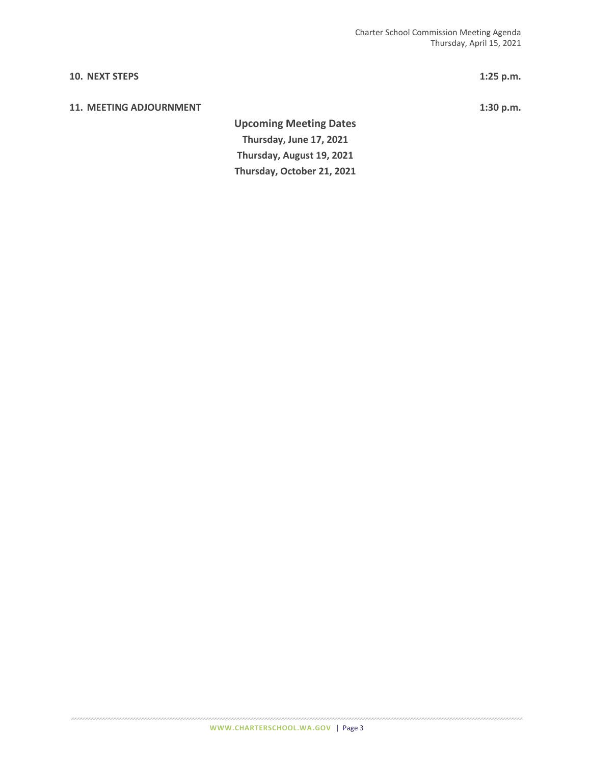**10. NEXT STEPS** **1:25 p.m.**

**11. MEETING ADJOURNMENT** **1:30 p.m.**

**Upcoming Meeting Dates**

**Thursday, June 17, 2021**

**Thursday, August 19, 2021**

**Thursday, October 21, 2021**